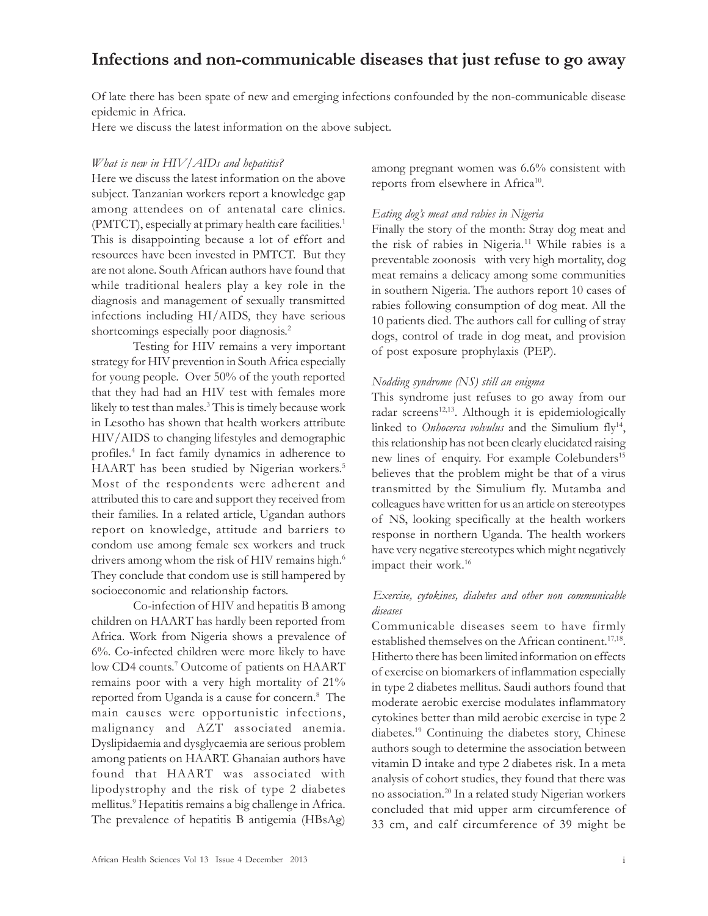# Infections and non-communicable diseases that just refuse to go away

Of late there has been spate of new and emerging infections confounded by the non-communicable disease epidemic in Africa.

Here we discuss the latest information on the above subject.

*What is new in HIV/AIDs and hepatitis?*

Here we discuss the latest information on the above subject. Tanzanian workers report a knowledge gap among attendees on of antenatal care clinics. (PMTCT), especially at primary health care facilities.[1] This is disappointing because a lot of effort and resources have been invested in PMTCT. But they are not alone. South African authors have found that while traditional healers play a key role in the diagnosis and management of sexually transmitted infections including HI/AIDS, they have serious shortcomings especially poor diagnosis.[2]

Testing for HIV remains a very important strategy for HIV prevention in South Africa especially for young people. Over 50% of the youth reported that they had had an HIV test with females more likely to test than males.[3] This is timely because work in Lesotho has shown that health workers attribute HIV/AIDS to changing lifestyles and demographic profiles.[4] In fact family dynamics in adherence to HAART has been studied by Nigerian workers.[5] Most of the respondents were adherent and attributed this to care and support they received from their families. In a related article, Ugandan authors report on knowledge, attitude and barriers to condom use among female sex workers and truck drivers among whom the risk of HIV remains high.[6] They conclude that condom use is still hampered by socioeconomic and relationship factors.

Co-infection of HIV and hepatitis B among children on HAART has hardly been reported from Africa. Work from Nigeria shows a prevalence of 6%. Co-infected children were more likely to have low CD4 counts.[7] Outcome of patients on HAART remains poor with a very high mortality of 21% reported from Uganda is a cause for concern.[8] The main causes were opportunistic infections, malignancy and AZT associated anemia. Dyslipidaemia and dysglycaemia are serious problem among patients on HAART. Ghanaian authors have found that HAART was associated with lipodystrophy and the risk of type 2 diabetes mellitus.[9] Hepatitis remains a big challenge in Africa. The prevalence of hepatitis B antigemia (HBsAg) among pregnant women was 6.6% consistent with reports from elsewhere in Africa[10].

*Eating dog's meat and rabies in Nigeria*

Finally the story of the month: Stray dog meat and the risk of rabies in Nigeria.[11] While rabies is a preventable zoonosis with very high mortality, dog meat remains a delicacy among some communities in southern Nigeria. The authors report 10 cases of rabies following consumption of dog meat. All the 10 patients died. The authors call for culling of stray dogs, control of trade in dog meat, and provision of post exposure prophylaxis (PEP).

*Nodding syndrome (NS) still an enigma*

This syndrome just refuses to go away from our radar screens[12,13]. Although it is epidemiologically linked to *Onhocerca volvulus* and the Simulium fly[14], this relationship has not been clearly elucidated raising new lines of enquiry. For example Colebunders[15] believes that the problem might be that of a virus transmitted by the Simulium fly. Mutamba and colleagues have written for us an article on stereotypes of NS, looking specifically at the health workers response in northern Uganda. The health workers have very negative stereotypes which might negatively impact their work.[16]

*Exercise, cytokines, diabetes and other non communicable diseases*

Communicable diseases seem to have firmly established themselves on the African continent.[17,18]. Hitherto there has been limited information on effects of exercise on biomarkers of inflammation especially in type 2 diabetes mellitus. Saudi authors found that moderate aerobic exercise modulates inflammatory cytokines better than mild aerobic exercise in type 2 diabetes.[19] Continuing the diabetes story, Chinese authors sough to determine the association between vitamin D intake and type 2 diabetes risk. In a meta analysis of cohort studies, they found that there was no association.[20] In a related study Nigerian workers concluded that mid upper arm circumference of 33 cm, and calf circumference of 39 might be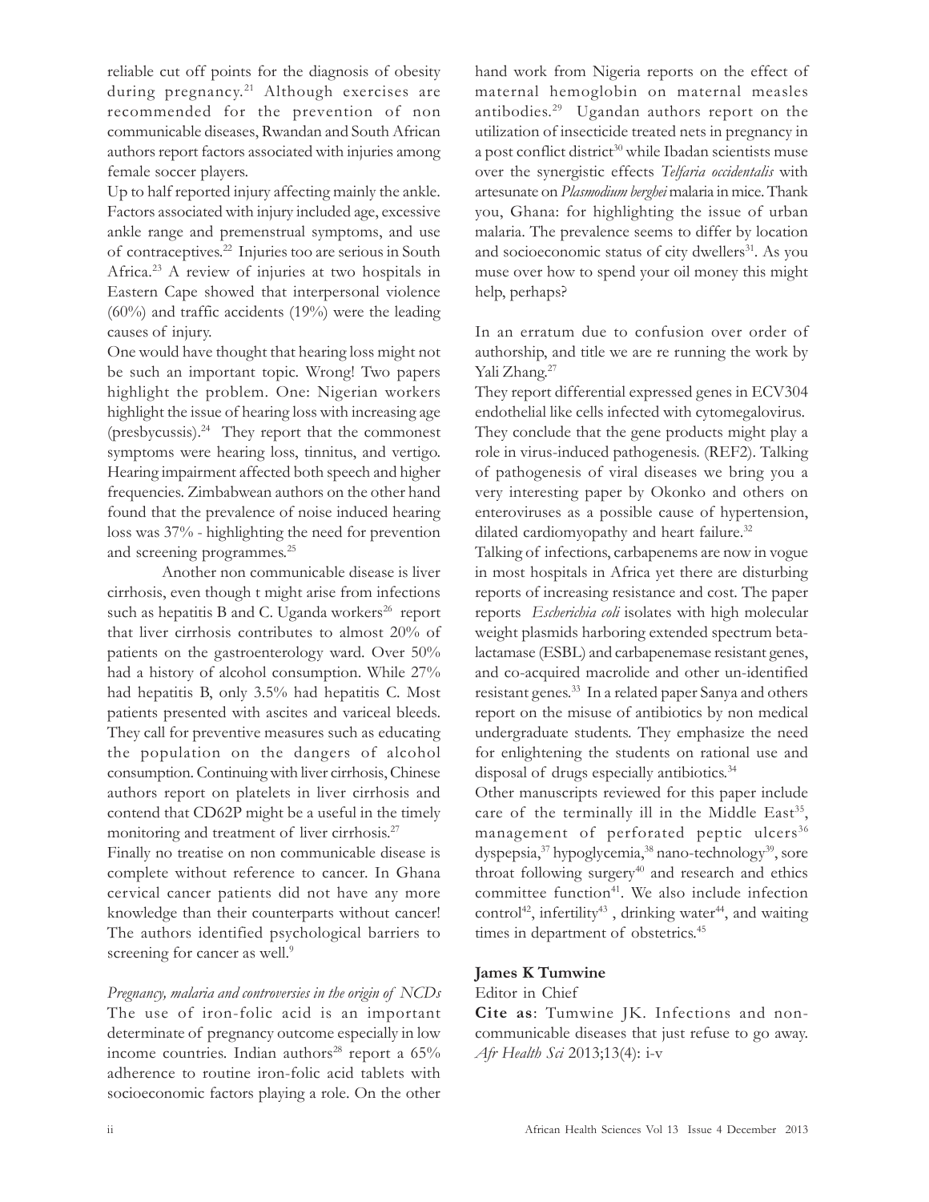reliable cut off points for the diagnosis of obesity during pregnancy.[21] Although exercises are recommended for the prevention of non communicable diseases, Rwandan and South African authors report factors associated with injuries among female soccer players.

Up to half reported injury affecting mainly the ankle. Factors associated with injury included age, excessive ankle range and premenstrual symptoms, and use of contraceptives.[22] Injuries too are serious in South Africa.[23] A review of injuries at two hospitals in Eastern Cape showed that interpersonal violence (60%) and traffic accidents (19%) were the leading causes of injury.

One would have thought that hearing loss might not be such an important topic. Wrong! Two papers highlight the problem. One: Nigerian workers highlight the issue of hearing loss with increasing age (presbycussis).[24] They report that the commonest symptoms were hearing loss, tinnitus, and vertigo. Hearing impairment affected both speech and higher frequencies. Zimbabwean authors on the other hand found that the prevalence of noise induced hearing loss was 37% - highlighting the need for prevention and screening programmes.[25]

Another non communicable disease is liver cirrhosis, even though t might arise from infections such as hepatitis B and C. Uganda workers[26] report that liver cirrhosis contributes to almost 20% of patients on the gastroenterology ward. Over 50% had a history of alcohol consumption. While 27% had hepatitis B, only 3.5% had hepatitis C. Most patients presented with ascites and variceal bleeds. They call for preventive measures such as educating the population on the dangers of alcohol consumption. Continuing with liver cirrhosis, Chinese authors report on platelets in liver cirrhosis and contend that CD62P might be a useful in the timely monitoring and treatment of liver cirrhosis.[27]

Finally no treatise on non communicable disease is complete without reference to cancer. In Ghana cervical cancer patients did not have any more knowledge than their counterparts without cancer! The authors identified psychological barriers to screening for cancer as well.[9]

*Pregnancy, malaria and controversies in the origin of NCDs*

The use of iron-folic acid is an important determinate of pregnancy outcome especially in low income countries. Indian authors[28] report a 65% adherence to routine iron-folic acid tablets with socioeconomic factors playing a role. On the other hand work from Nigeria reports on the effect of maternal hemoglobin on maternal measles antibodies.[29] Ugandan authors report on the utilization of insecticide treated nets in pregnancy in a post conflict district[30] while Ibadan scientists muse over the synergistic effects *Telfaria occidentalis* with artesunate on *Plasmodium berghei* malaria in mice. Thank you, Ghana: for highlighting the issue of urban malaria. The prevalence seems to differ by location and socioeconomic status of city dwellers[31]. As you muse over how to spend your oil money this might help, perhaps?

In an erratum due to confusion over order of authorship, and title we are re running the work by Yali Zhang.[27]

They report differential expressed genes in ECV304 endothelial like cells infected with cytomegalovirus. They conclude that the gene products might play a role in virus-induced pathogenesis. (REF2). Talking of pathogenesis of viral diseases we bring you a very interesting paper by Okonko and others on enteroviruses as a possible cause of hypertension, dilated cardiomyopathy and heart failure.[32]

Talking of infections, carbapenems are now in vogue in most hospitals in Africa yet there are disturbing reports of increasing resistance and cost. The paper reports *Escherichia coli* isolates with high molecular weight plasmids harboring extended spectrum beta-lactamase (ESBL) and carbapenemase resistant genes, and co-acquired macrolide and other un-identified resistant genes.[33] In a related paper Sanya and others report on the misuse of antibiotics by non medical undergraduate students. They emphasize the need for enlightening the students on rational use and disposal of drugs especially antibiotics.[34]

Other manuscripts reviewed for this paper include care of the terminally ill in the Middle East[35], management of perforated peptic ulcers[36] dyspepsia,[37] hypoglycemia,[38] nano-technology[39], sore throat following surgery[40] and research and ethics committee function[41]. We also include infection control[42], infertility[43], drinking water[44], and waiting times in department of obstetrics.[45]

**James K Tumwine**

Editor in Chief

**Cite as**: Tumwine JK. Infections and non-communicable diseases that just refuse to go away. *Afr Health Sci* 2013;13(4): i-v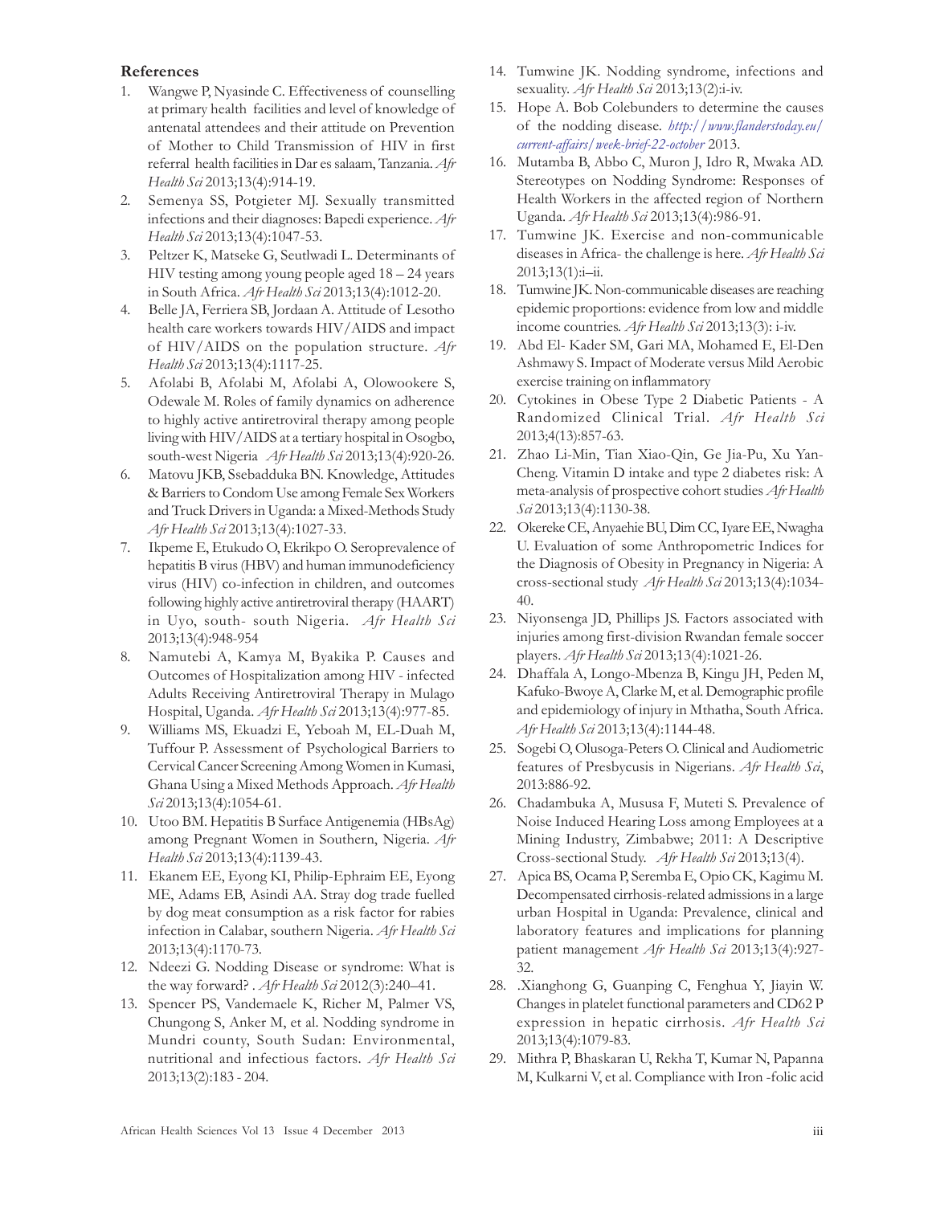## References

1. Wangwe P, Nyasinde C. Effectiveness of counselling at primary health facilities and level of knowledge of antenatal attendees and their attitude on Prevention of Mother to Child Transmission of HIV in first referral health facilities in Dar es salaam, Tanzania. *Afr Health Sci* 2013;13(4):914-19.
2. Semenya SS, Potgieter MJ. Sexually transmitted infections and their diagnoses: Bapedi experience. *Afr Health Sci* 2013;13(4):1047-53.
3. Peltzer K, Matseke G, Seutlwadi L. Determinants of HIV testing among young people aged 18 – 24 years in South Africa. *Afr Health Sci* 2013;13(4):1012-20.
4. Belle JA, Ferriera SB, Jordaan A. Attitude of Lesotho health care workers towards HIV/AIDS and impact of HIV/AIDS on the population structure. *Afr Health Sci* 2013;13(4):1117-25.
5. Afolabi B, Afolabi M, Afolabi A, Olowookere S, Odewale M. Roles of family dynamics on adherence to highly active antiretroviral therapy among people living with HIV/AIDS at a tertiary hospital in Osogbo, south-west Nigeria *Afr Health Sci* 2013;13(4):920-26.
6. Matovu JKB, Ssebadduka BN. Knowledge, Attitudes & Barriers to Condom Use among Female Sex Workers and Truck Drivers in Uganda: a Mixed-Methods Study *Afr Health Sci* 2013;13(4):1027-33.
7. Ikpeme E, Etukudo O, Ekrikpo O. Seroprevalence of hepatitis B virus (HBV) and human immunodeficiency virus (HIV) co-infection in children, and outcomes following highly active antiretroviral therapy (HAART) in Uyo, south- south Nigeria. *Afr Health Sci* 2013;13(4):948-954
8. Namutebi A, Kamya M, Byakika P. Causes and Outcomes of Hospitalization among HIV - infected Adults Receiving Antiretroviral Therapy in Mulago Hospital, Uganda. *Afr Health Sci* 2013;13(4):977-85.
9. Williams MS, Ekuadzi E, Yeboah M, EL-Duah M, Tuffour P. Assessment of Psychological Barriers to Cervical Cancer Screening Among Women in Kumasi, Ghana Using a Mixed Methods Approach. *Afr Health Sci* 2013;13(4):1054-61.
10. Utoo BM. Hepatitis B Surface Antigenemia (HBsAg) among Pregnant Women in Southern, Nigeria. *Afr Health Sci* 2013;13(4):1139-43.
11. Ekanem EE, Eyong KI, Philip-Ephraim EE, Eyong ME, Adams EB, Asindi AA. Stray dog trade fuelled by dog meat consumption as a risk factor for rabies infection in Calabar, southern Nigeria. *Afr Health Sci* 2013;13(4):1170-73.
12. Ndeezi G. Nodding Disease or syndrome: What is the way forward? . *Afr Health Sci* 2012(3):240–41.
13. Spencer PS, Vandemaele K, Richer M, Palmer VS, Chungong S, Anker M, et al. Nodding syndrome in Mundri county, South Sudan: Environmental, nutritional and infectious factors. *Afr Health Sci* 2013;13(2):183 - 204.
14. Tumwine JK. Nodding syndrome, infections and sexuality. *Afr Health Sci* 2013;13(2):i-iv.
15. Hope A. Bob Colebunders to determine the causes of the nodding disease. *http://www.flanderstoday.eu/current-affairs/week-brief-22-october* 2013.
16. Mutamba B, Abbo C, Muron J, Idro R, Mwaka AD. Stereotypes on Nodding Syndrome: Responses of Health Workers in the affected region of Northern Uganda. *Afr Health Sci* 2013;13(4):986-91.
17. Tumwine JK. Exercise and non-communicable diseases in Africa- the challenge is here. *Afr Health Sci* 2013;13(1):i–ii.
18. Tumwine JK. Non-communicable diseases are reaching epidemic proportions: evidence from low and middle income countries. *Afr Health Sci* 2013;13(3): i-iv.
19. Abd El- Kader SM, Gari MA, Mohamed E, El-Den Ashmawy S. Impact of Moderate versus Mild Aerobic exercise training on inflammatory
20. Cytokines in Obese Type 2 Diabetic Patients - A Randomized Clinical Trial. *Afr Health Sci* 2013;4(13):857-63.
21. Zhao Li-Min, Tian Xiao-Qin, Ge Jia-Pu, Xu Yan-Cheng. Vitamin D intake and type 2 diabetes risk: A meta-analysis of prospective cohort studies *Afr Health Sci* 2013;13(4):1130-38.
22. Okereke CE, Anyaehie BU, Dim CC, Iyare EE, Nwagha U. Evaluation of some Anthropometric Indices for the Diagnosis of Obesity in Pregnancy in Nigeria: A cross-sectional study *Afr Health Sci* 2013;13(4):1034-40.
23. Niyonsenga JD, Phillips JS. Factors associated with injuries among first-division Rwandan female soccer players. *Afr Health Sci* 2013;13(4):1021-26.
24. Dhaffala A, Longo-Mbenza B, Kingu JH, Peden M, Kafuko-Bwoye A, Clarke M, et al. Demographic profile and epidemiology of injury in Mthatha, South Africa. *Afr Health Sci* 2013;13(4):1144-48.
25. Sogebi O, Olusoga-Peters O. Clinical and Audiometric features of Presbycusis in Nigerians. *Afr Health Sci*, 2013:886-92.
26. Chadambuka A, Mususa F, Muteti S. Prevalence of Noise Induced Hearing Loss among Employees at a Mining Industry, Zimbabwe; 2011: A Descriptive Cross-sectional Study. *Afr Health Sci* 2013;13(4).
27. Apica BS, Ocama P, Seremba E, Opio CK, Kagimu M. Decompensated cirrhosis-related admissions in a large urban Hospital in Uganda: Prevalence, clinical and laboratory features and implications for planning patient management *Afr Health Sci* 2013;13(4):927-32.
28. .Xianghong G, Guanping C, Fenghua Y, Jiayin W. Changes in platelet functional parameters and CD62 P expression in hepatic cirrhosis. *Afr Health Sci* 2013;13(4):1079-83.
29. Mithra P, Bhaskaran U, Rekha T, Kumar N, Papanna M, Kulkarni V, et al. Compliance with Iron -folic acid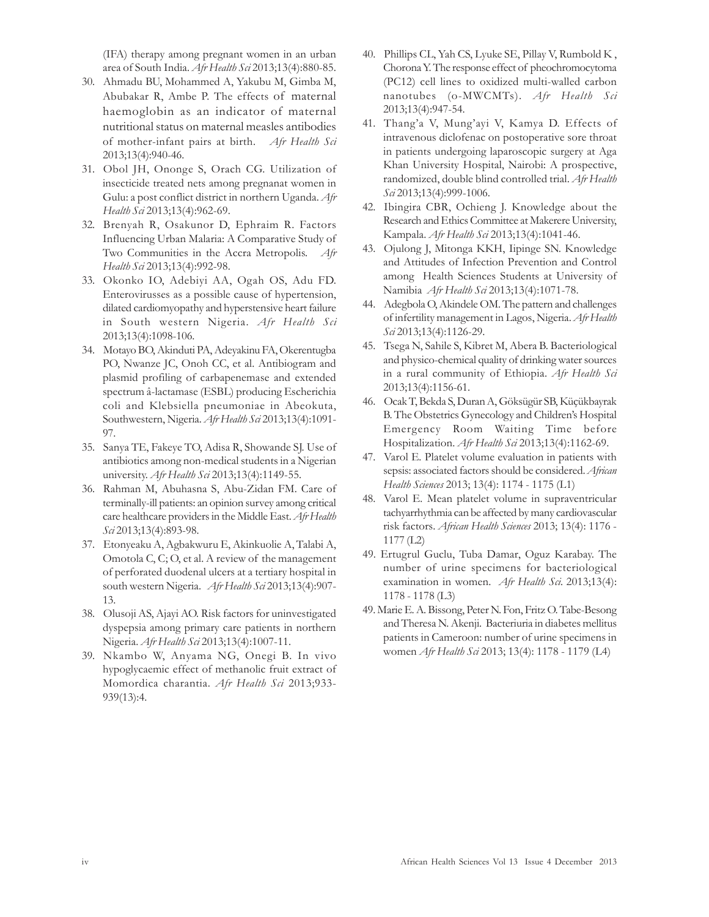(IFA) therapy among pregnant women in an urban area of South India. *Afr Health Sci* 2013;13(4):880-85.

30. Ahmadu BU, Mohammed A, Yakubu M, Gimba M, Abubakar R, Ambe P. The effects of maternal haemoglobin as an indicator of maternal nutritional status on maternal measles antibodies of mother-infant pairs at birth. *Afr Health Sci* 2013;13(4):940-46.
31. Obol JH, Ononge S, Orach CG. Utilization of insecticide treated nets among pregnanat women in Gulu: a post conflict district in northern Uganda. *Afr Health Sci* 2013;13(4):962-69.
32. Brenyah R, Osakunor D, Ephraim R. Factors Influencing Urban Malaria: A Comparative Study of Two Communities in the Accra Metropolis. *Afr Health Sci* 2013;13(4):992-98.
33. Okonko IO, Adebiyi AA, Ogah OS, Adu FD. Enterovirusses as a possible cause of hypertension, dilated cardiomyopathy and hyperstensive heart failure in South western Nigeria. *Afr Health Sci* 2013;13(4):1098-106.
34. Motayo BO, Akinduti PA, Adeyakinu FA, Okerentugba PO, Nwanze JC, Onoh CC, et al. Antibiogram and plasmid profiling of carbapenemase and extended spectrum â-lactamase (ESBL) producing Escherichia coli and Klebsiella pneumoniae in Abeokuta, Southwestern, Nigeria. *Afr Health Sci* 2013;13(4):1091-97.
35. Sanya TE, Fakeye TO, Adisa R, Showande SJ. Use of antibiotics among non-medical students in a Nigerian university. *Afr Health Sci* 2013;13(4):1149-55.
36. Rahman M, Abuhasna S, Abu-Zidan FM. Care of terminally-ill patients: an opinion survey among critical care healthcare providers in the Middle East. *Afr Health Sci* 2013;13(4):893-98.
37. Etonyeaku A, Agbakwuru E, Akinkuolie A, Talabi A, Omotola C, C; O, et al. A review of the management of perforated duodenal ulcers at a tertiary hospital in south western Nigeria. *Afr Health Sci* 2013;13(4):907-13.
38. Olusoji AS, Ajayi AO. Risk factors for uninvestigated dyspepsia among primary care patients in northern Nigeria. *Afr Health Sci* 2013;13(4):1007-11.
39. Nkambo W, Anyama NG, Onegi B. In vivo hypoglycaemic effect of methanolic fruit extract of Momordica charantia. *Afr Health Sci* 2013;933-939(13):4.
40. Phillips CL, Yah CS, Lyuke SE, Pillay V, Rumbold K , Chorona Y. The response effect of pheochromocytoma (PC12) cell lines to oxidized multi-walled carbon nanotubes (o-MWCMTs). *Afr Health Sci* 2013;13(4):947-54.
41. Thang'a V, Mung'ayi V, Kamya D. Effects of intravenous diclofenac on postoperative sore throat in patients undergoing laparoscopic surgery at Aga Khan University Hospital, Nairobi: A prospective, randomized, double blind controlled trial. *Afr Health Sci* 2013;13(4):999-1006.
42. Ibingira CBR, Ochieng J. Knowledge about the Research and Ethics Committee at Makerere University, Kampala. *Afr Health Sci* 2013;13(4):1041-46.
43. Ojulong J, Mitonga KKH, Iipinge SN. Knowledge and Attitudes of Infection Prevention and Control among Health Sciences Students at University of Namibia *Afr Health Sci* 2013;13(4):1071-78.
44. Adegbola O, Akindele OM. The pattern and challenges of infertility management in Lagos, Nigeria. *Afr Health Sci* 2013;13(4):1126-29.
45. Tsega N, Sahile S, Kibret M, Abera B. Bacteriological and physico-chemical quality of drinking water sources in a rural community of Ethiopia. *Afr Health Sci* 2013;13(4):1156-61.
46. Ocak T, Bekda S, Duran A, Göksügür SB, Küçükbayrak B. The Obstetrics Gynecology and Children's Hospital Emergency Room Waiting Time before Hospitalization. *Afr Health Sci* 2013;13(4):1162-69.
47. Varol E. Platelet volume evaluation in patients with sepsis: associated factors should be considered. *African Health Sciences* 2013; 13(4): 1174 - 1175 (L1)
48. Varol E. Mean platelet volume in supraventricular tachyarrhythmia can be affected by many cardiovascular risk factors. *African Health Sciences* 2013; 13(4): 1176 - 1177 (L2)
49. Ertugrul Guclu, Tuba Damar, Oguz Karabay. The number of urine specimens for bacteriological examination in women. *Afr Health Sci*. 2013;13(4): 1178 - 1178 (L3)

49. Marie E. A. Bissong, Peter N. Fon, Fritz O. Tabe-Besong and Theresa N. Akenji. Bacteriuria in diabetes mellitus patients in Cameroon: number of urine specimens in women *Afr Health Sci* 2013; 13(4): 1178 - 1179 (L4)